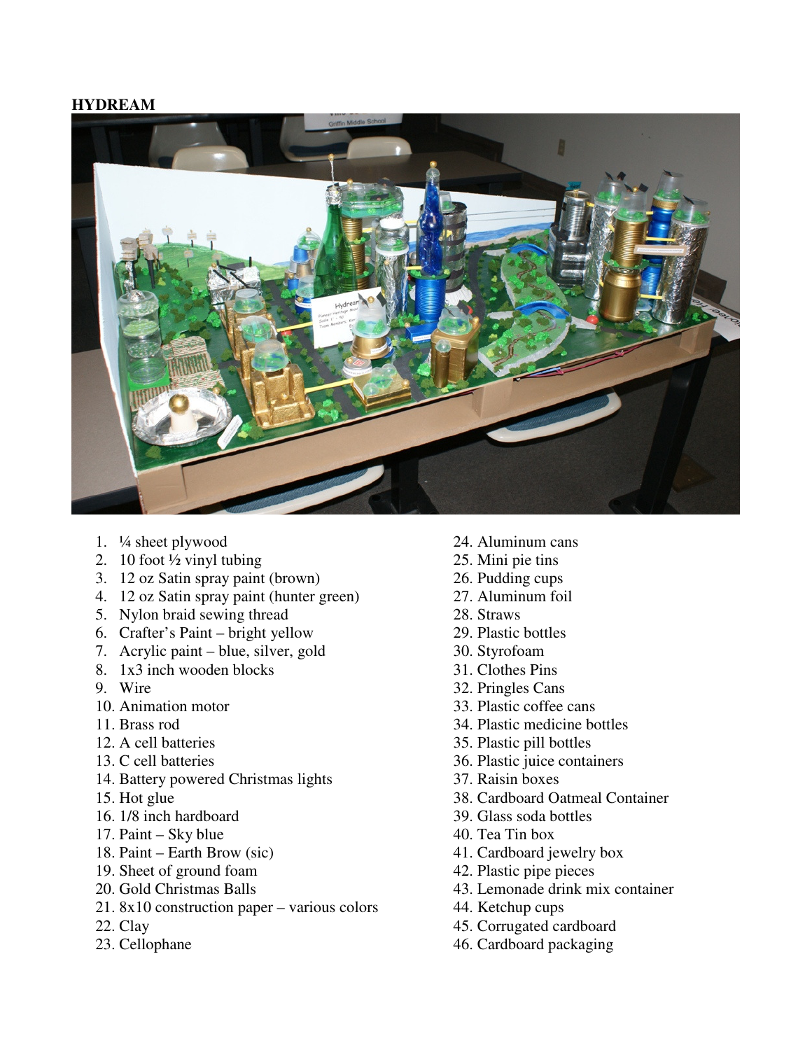**HYDREAM**

1. ¼ sheet plywood
2. 10 foot ½ vinyl tubing
3. 12 oz Satin spray paint (brown)
4. 12 oz Satin spray paint (hunter green)
5. Nylon braid sewing thread
6. Crafter's Paint – bright yellow
7. Acrylic paint – blue, silver, gold
8. 1x3 inch wooden blocks
9. Wire
10. Animation motor
11. Brass rod
12. A cell batteries
13. C cell batteries
14. Battery powered Christmas lights
15. Hot glue
16. 1/8 inch hardboard
17. Paint – Sky blue
18. Paint – Earth Brow (sic)
19. Sheet of ground foam
20. Gold Christmas Balls
21. 8x10 construction paper – various colors
22. Clay
23. Cellophane
24. Aluminum cans
25. Mini pie tins
26. Pudding cups
27. Aluminum foil
28. Straws
29. Plastic bottles
30. Styrofoam
31. Clothes Pins
32. Pringles Cans
33. Plastic coffee cans
34. Plastic medicine bottles
35. Plastic pill bottles
36. Plastic juice containers
37. Raisin boxes
38. Cardboard Oatmeal Container
39. Glass soda bottles
40. Tea Tin box
41. Cardboard jewelry box
42. Plastic pipe pieces
43. Lemonade drink mix container
44. Ketchup cups
45. Corrugated cardboard
46. Cardboard packaging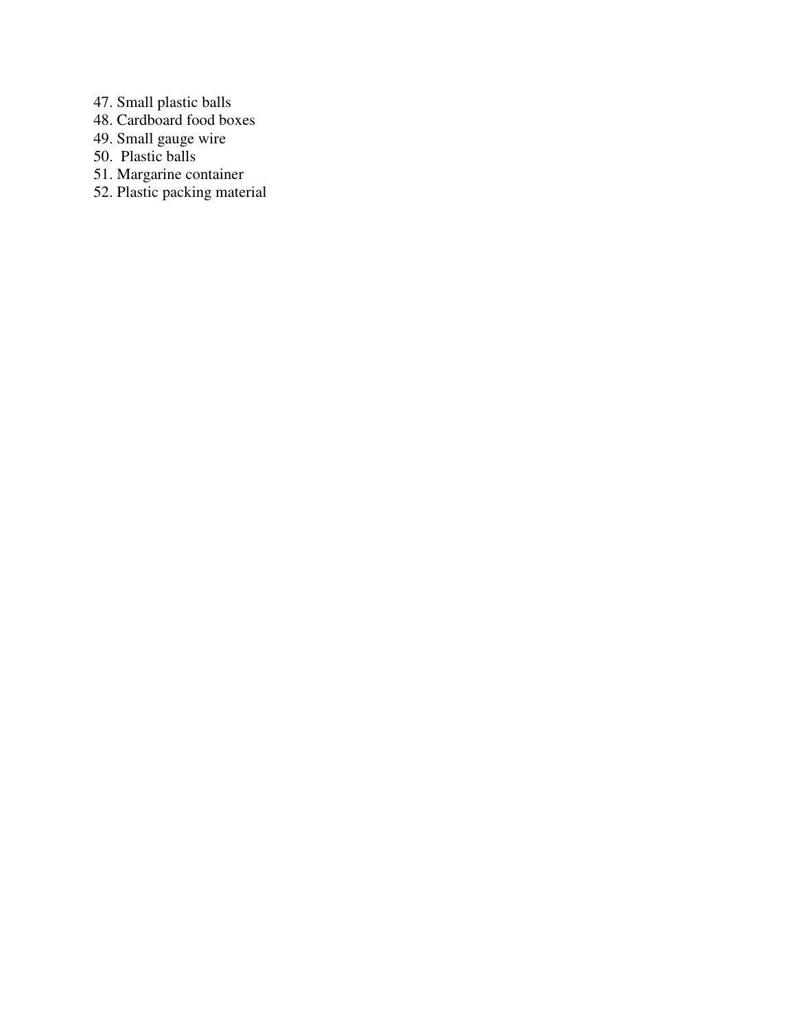47. Small plastic balls
48. Cardboard food boxes
49. Small gauge wire
50. Plastic balls
51. Margarine container
52. Plastic packing material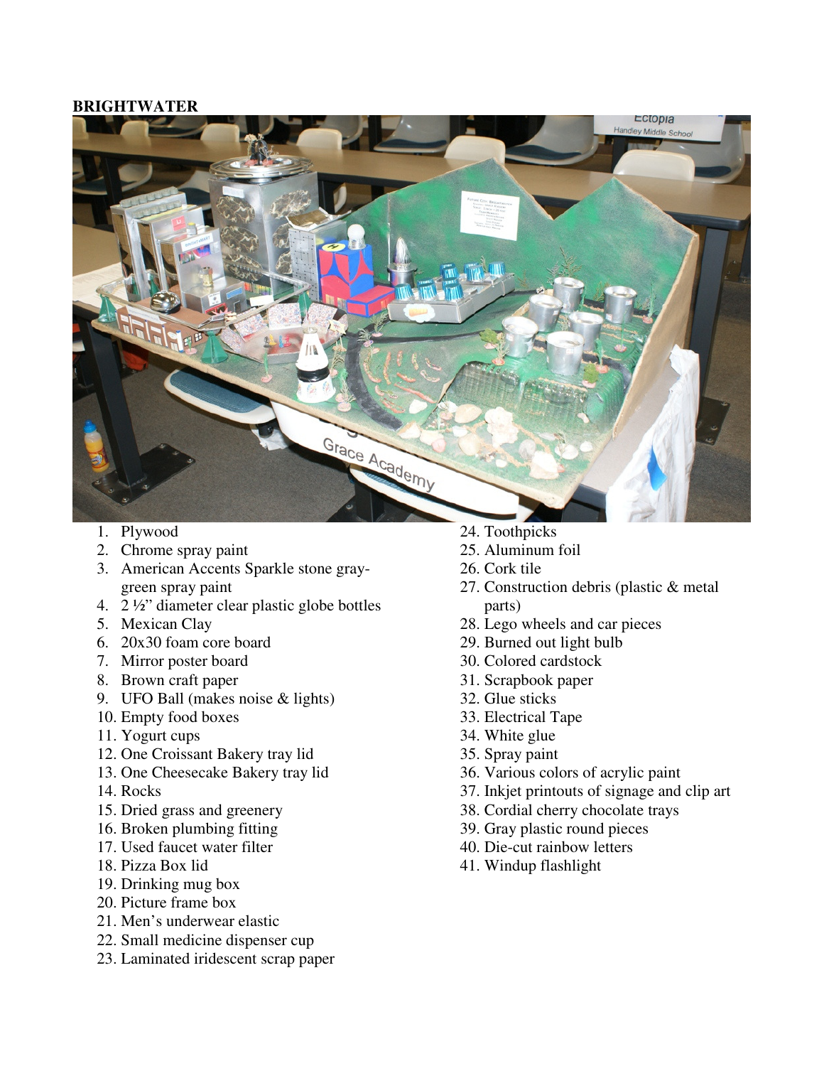**BRIGHTWATER**

1. Plywood
2. Chrome spray paint
3. American Accents Sparkle stone gray-green spray paint
4. 2 ½" diameter clear plastic globe bottles
5. Mexican Clay
6. 20x30 foam core board
7. Mirror poster board
8. Brown craft paper
9. UFO Ball (makes noise & lights)
10. Empty food boxes
11. Yogurt cups
12. One Croissant Bakery tray lid
13. One Cheesecake Bakery tray lid
14. Rocks
15. Dried grass and greenery
16. Broken plumbing fitting
17. Used faucet water filter
18. Pizza Box lid
19. Drinking mug box
20. Picture frame box
21. Men's underwear elastic
22. Small medicine dispenser cup
23. Laminated iridescent scrap paper
24. Toothpicks
25. Aluminum foil
26. Cork tile
27. Construction debris (plastic & metal parts)
28. Lego wheels and car pieces
29. Burned out light bulb
30. Colored cardstock
31. Scrapbook paper
32. Glue sticks
33. Electrical Tape
34. White glue
35. Spray paint
36. Various colors of acrylic paint
37. Inkjet printouts of signage and clip art
38. Cordial cherry chocolate trays
39. Gray plastic round pieces
40. Die-cut rainbow letters
41. Windup flashlight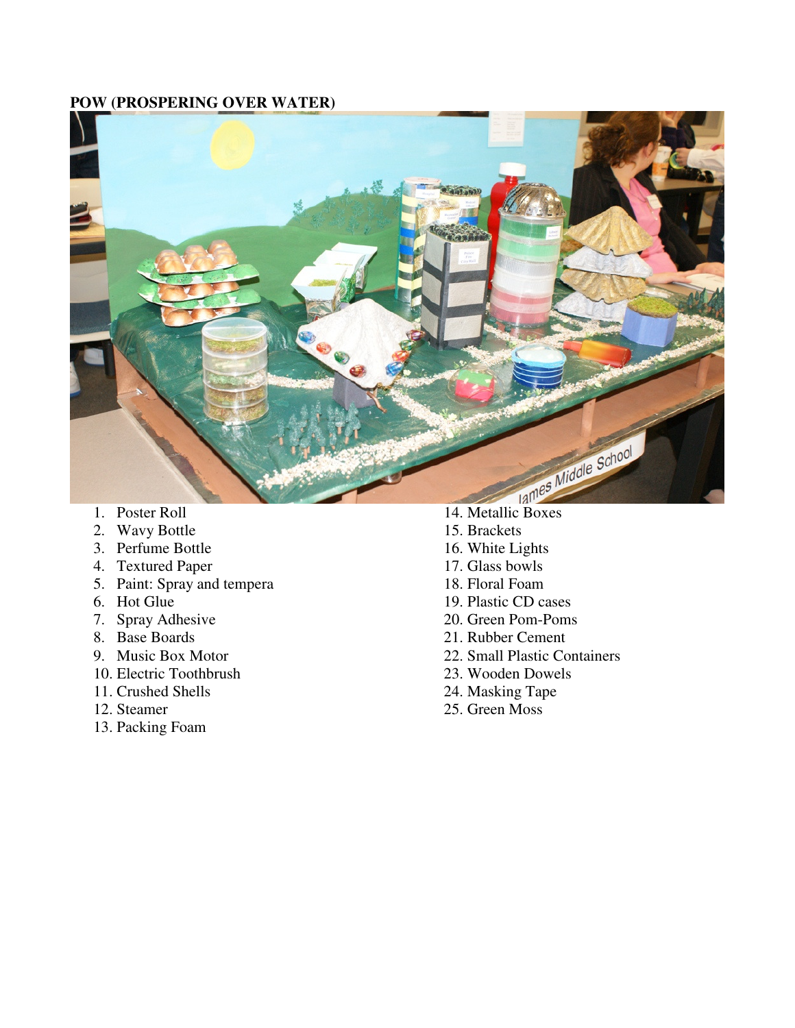**POW (PROSPERING OVER WATER)**

1. Poster Roll
2. Wavy Bottle
3. Perfume Bottle
4. Textured Paper
5. Paint: Spray and tempera
6. Hot Glue
7. Spray Adhesive
8. Base Boards
9. Music Box Motor
10. Electric Toothbrush
11. Crushed Shells
12. Steamer
13. Packing Foam
14. Metallic Boxes
15. Brackets
16. White Lights
17. Glass bowls
18. Floral Foam
19. Plastic CD cases
20. Green Pom-Poms
21. Rubber Cement
22. Small Plastic Containers
23. Wooden Dowels
24. Masking Tape
25. Green Moss